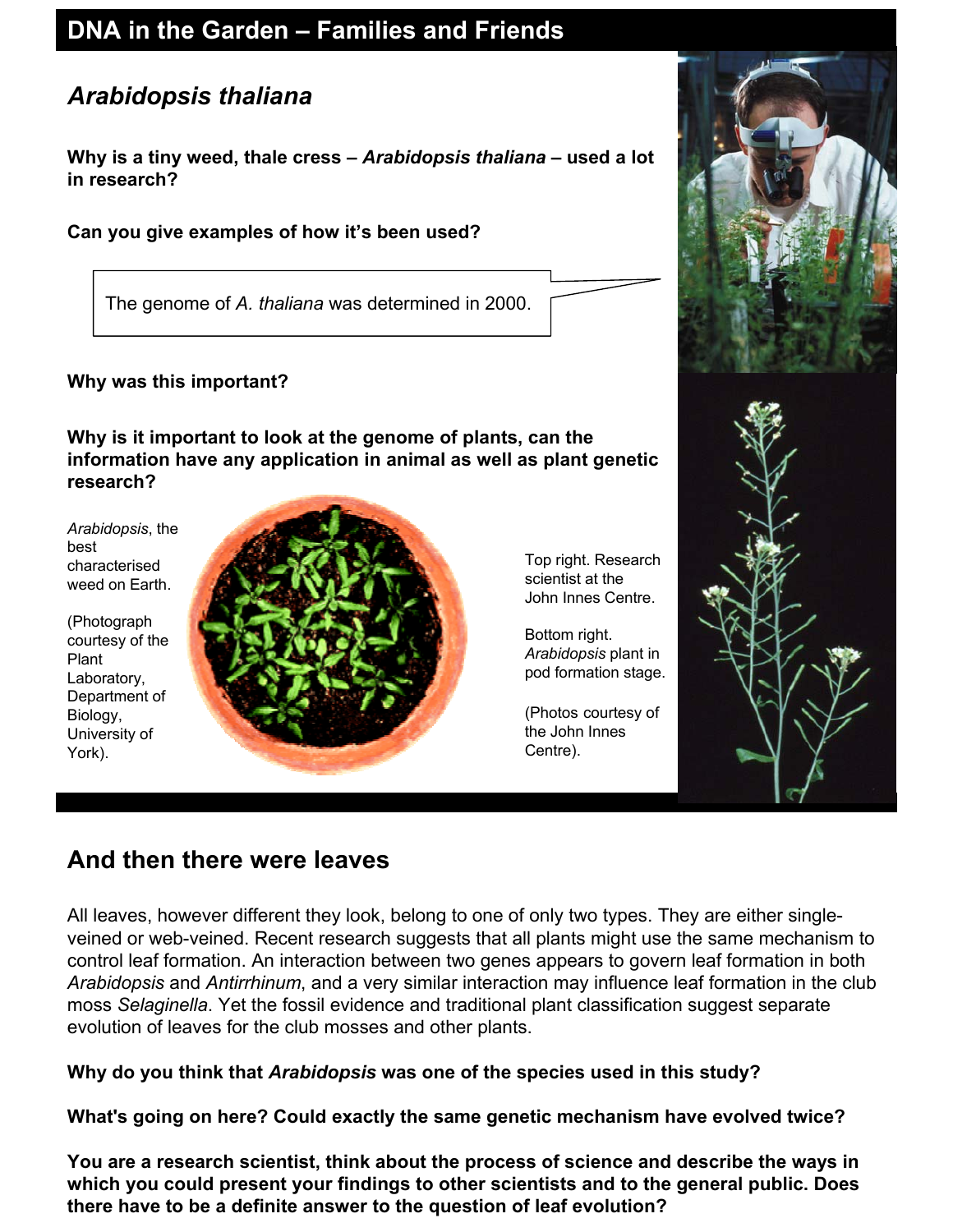# DNA in the Garden – Families and Friends

## *Arabidopsis thaliana*

**Why is a tiny weed, thale cress – *Arabidopsis thaliana* – used a lot in research?**

**Can you give examples of how it's been used?**

> The genome of *A. thaliana* was determined in 2000.

**Why was this important?**

**Why is it important to look at the genome of plants, can the information have any application in animal as well as plant genetic research?**

*Arabidopsis*, the best characterised weed on Earth.

(Photograph courtesy of the Plant Laboratory, Department of Biology, University of York).

Top right. Research scientist at the John Innes Centre.

Bottom right. *Arabidopsis* plant in pod formation stage.

(Photos courtesy of the John Innes Centre).

## And then there were leaves

All leaves, however different they look, belong to one of only two types. They are either single-veined or web-veined. Recent research suggests that all plants might use the same mechanism to control leaf formation. An interaction between two genes appears to govern leaf formation in both *Arabidopsis* and *Antirrhinum*, and a very similar interaction may influence leaf formation in the club moss *Selaginella*. Yet the fossil evidence and traditional plant classification suggest separate evolution of leaves for the club mosses and other plants.

**Why do you think that *Arabidopsis* was one of the species used in this study?**

**What's going on here? Could exactly the same genetic mechanism have evolved twice?**

**You are a research scientist, think about the process of science and describe the ways in which you could present your findings to other scientists and to the general public. Does there have to be a definite answer to the question of leaf evolution?**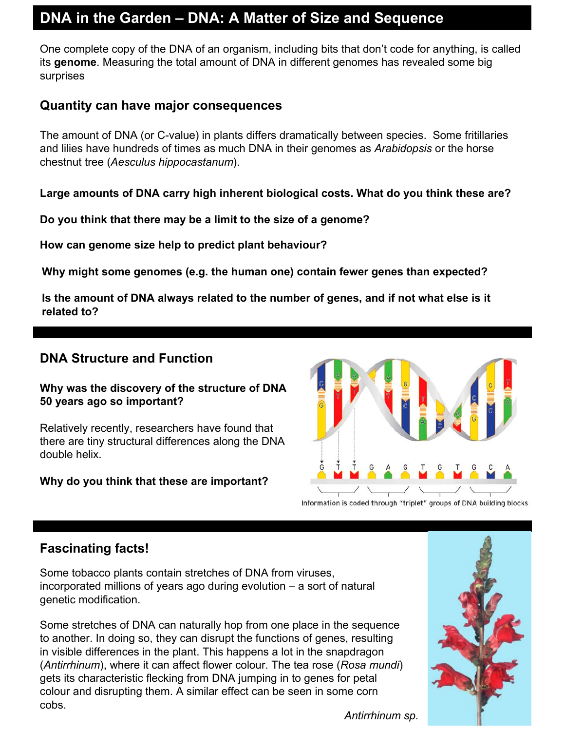# DNA in the Garden – DNA: A Matter of Size and Sequence

One complete copy of the DNA of an organism, including bits that don't code for anything, is called its **genome**. Measuring the total amount of DNA in different genomes has revealed some big surprises

## Quantity can have major consequences

The amount of DNA (or C-value) in plants differs dramatically between species. Some fritillaries and lilies have hundreds of times as much DNA in their genomes as *Arabidopsis* or the horse chestnut tree (*Aesculus hippocastanum*).

**Large amounts of DNA carry high inherent biological costs. What do you think these are?**

**Do you think that there may be a limit to the size of a genome?**

**How can genome size help to predict plant behaviour?**

**Why might some genomes (e.g. the human one) contain fewer genes than expected?**

**Is the amount of DNA always related to the number of genes, and if not what else is it related to?**

## DNA Structure and Function

**Why was the discovery of the structure of DNA 50 years ago so important?**

Relatively recently, researchers have found that there are tiny structural differences along the DNA double helix.

**Why do you think that these are important?**

Information is coded through "triplet" groups of DNA building blocks

## Fascinating facts!

Some tobacco plants contain stretches of DNA from viruses, incorporated millions of years ago during evolution – a sort of natural genetic modification.

Some stretches of DNA can naturally hop from one place in the sequence to another. In doing so, they can disrupt the functions of genes, resulting in visible differences in the plant. This happens a lot in the snapdragon (*Antirrhinum*), where it can affect flower colour. The tea rose (*Rosa mundi*) gets its characteristic flecking from DNA jumping in to genes for petal colour and disrupting them. A similar effect can be seen in some corn cobs.

*Antirrhinum sp.*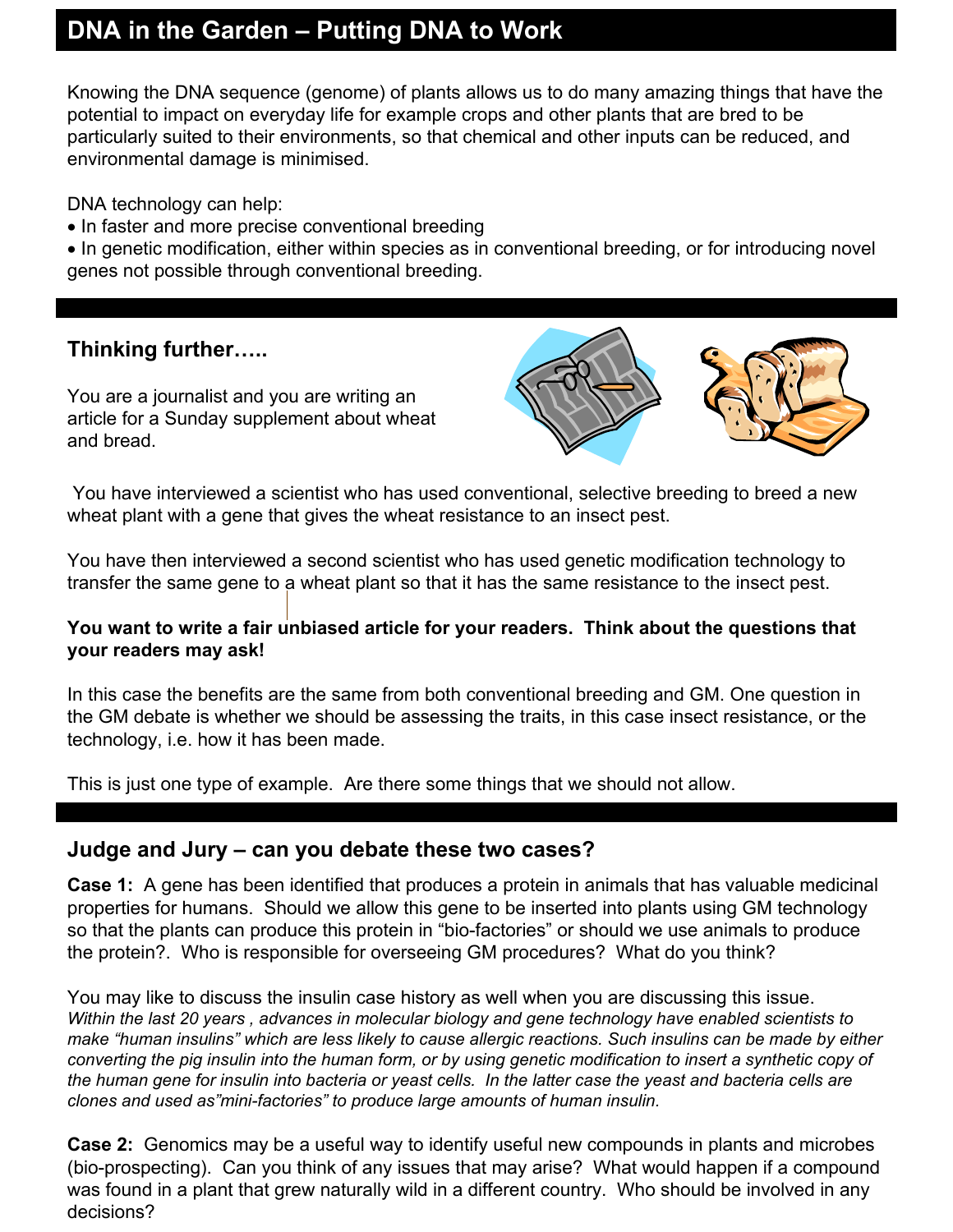# DNA in the Garden – Putting DNA to Work

Knowing the DNA sequence (genome) of plants allows us to do many amazing things that have the potential to impact on everyday life for example crops and other plants that are bred to be particularly suited to their environments, so that chemical and other inputs can be reduced, and environmental damage is minimised.

DNA technology can help:

- In faster and more precise conventional breeding
- In genetic modification, either within species as in conventional breeding, or for introducing novel genes not possible through conventional breeding.

## Thinking further…..

You are a journalist and you are writing an article for a Sunday supplement about wheat and bread.

You have interviewed a scientist who has used conventional, selective breeding to breed a new wheat plant with a gene that gives the wheat resistance to an insect pest.

You have then interviewed a second scientist who has used genetic modification technology to transfer the same gene to a wheat plant so that it has the same resistance to the insect pest.

**You want to write a fair unbiased article for your readers. Think about the questions that your readers may ask!**

In this case the benefits are the same from both conventional breeding and GM. One question in the GM debate is whether we should be assessing the traits, in this case insect resistance, or the technology, i.e. how it has been made.

This is just one type of example. Are there some things that we should not allow.

## Judge and Jury – can you debate these two cases?

**Case 1:** A gene has been identified that produces a protein in animals that has valuable medicinal properties for humans. Should we allow this gene to be inserted into plants using GM technology so that the plants can produce this protein in "bio-factories" or should we use animals to produce the protein?. Who is responsible for overseeing GM procedures? What do you think?

You may like to discuss the insulin case history as well when you are discussing this issue.
*Within the last 20 years , advances in molecular biology and gene technology have enabled scientists to make "human insulins" which are less likely to cause allergic reactions. Such insulins can be made by either converting the pig insulin into the human form, or by using genetic modification to insert a synthetic copy of the human gene for insulin into bacteria or yeast cells. In the latter case the yeast and bacteria cells are clones and used as"mini-factories" to produce large amounts of human insulin.*

**Case 2:** Genomics may be a useful way to identify useful new compounds in plants and microbes (bio-prospecting). Can you think of any issues that may arise? What would happen if a compound was found in a plant that grew naturally wild in a different country. Who should be involved in any decisions?